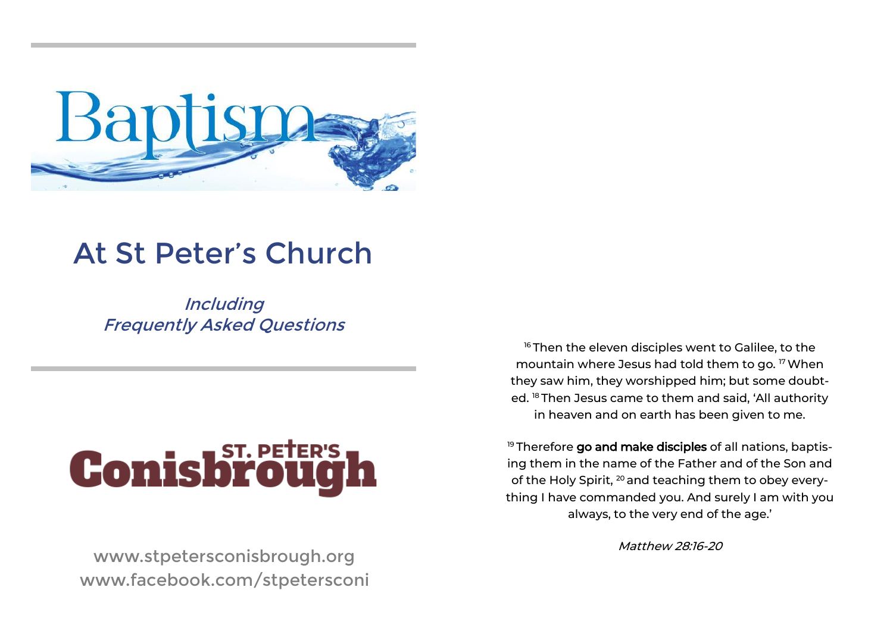# Baptism

## At St Peter's Church

*Including Frequently Asked Questions*

St. Peter's Conisbrough

www.stpetersconisbrough.org
www.facebook.com/stpetersconi

[16] Then the eleven disciples went to Galilee, to the mountain where Jesus had told them to go. [17] When they saw him, they worshipped him; but some doubted. [18] Then Jesus came to them and said, 'All authority in heaven and on earth has been given to me.

[19] Therefore **go and make disciples** of all nations, baptising them in the name of the Father and of the Son and of the Holy Spirit, [20] and teaching them to obey everything I have commanded you. And surely I am with you always, to the very end of the age.'

*Matthew 28:16-20*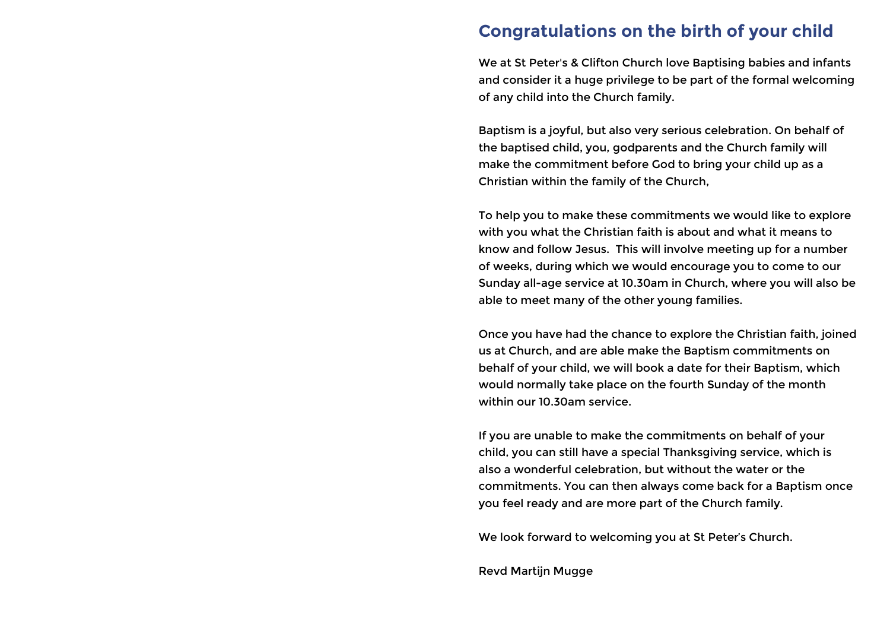## Congratulations on the birth of your child

We at St Peter's & Clifton Church love Baptising babies and infants and consider it a huge privilege to be part of the formal welcoming of any child into the Church family.

Baptism is a joyful, but also very serious celebration. On behalf of the baptised child, you, godparents and the Church family will make the commitment before God to bring your child up as a Christian within the family of the Church,

To help you to make these commitments we would like to explore with you what the Christian faith is about and what it means to know and follow Jesus.  This will involve meeting up for a number of weeks, during which we would encourage you to come to our Sunday all-age service at 10.30am in Church, where you will also be able to meet many of the other young families.

Once you have had the chance to explore the Christian faith, joined us at Church, and are able make the Baptism commitments on behalf of your child, we will book a date for their Baptism, which would normally take place on the fourth Sunday of the month within our 10.30am service.

If you are unable to make the commitments on behalf of your child, you can still have a special Thanksgiving service, which is also a wonderful celebration, but without the water or the commitments. You can then always come back for a Baptism once you feel ready and are more part of the Church family.

We look forward to welcoming you at St Peter's Church.

Revd Martijn Mugge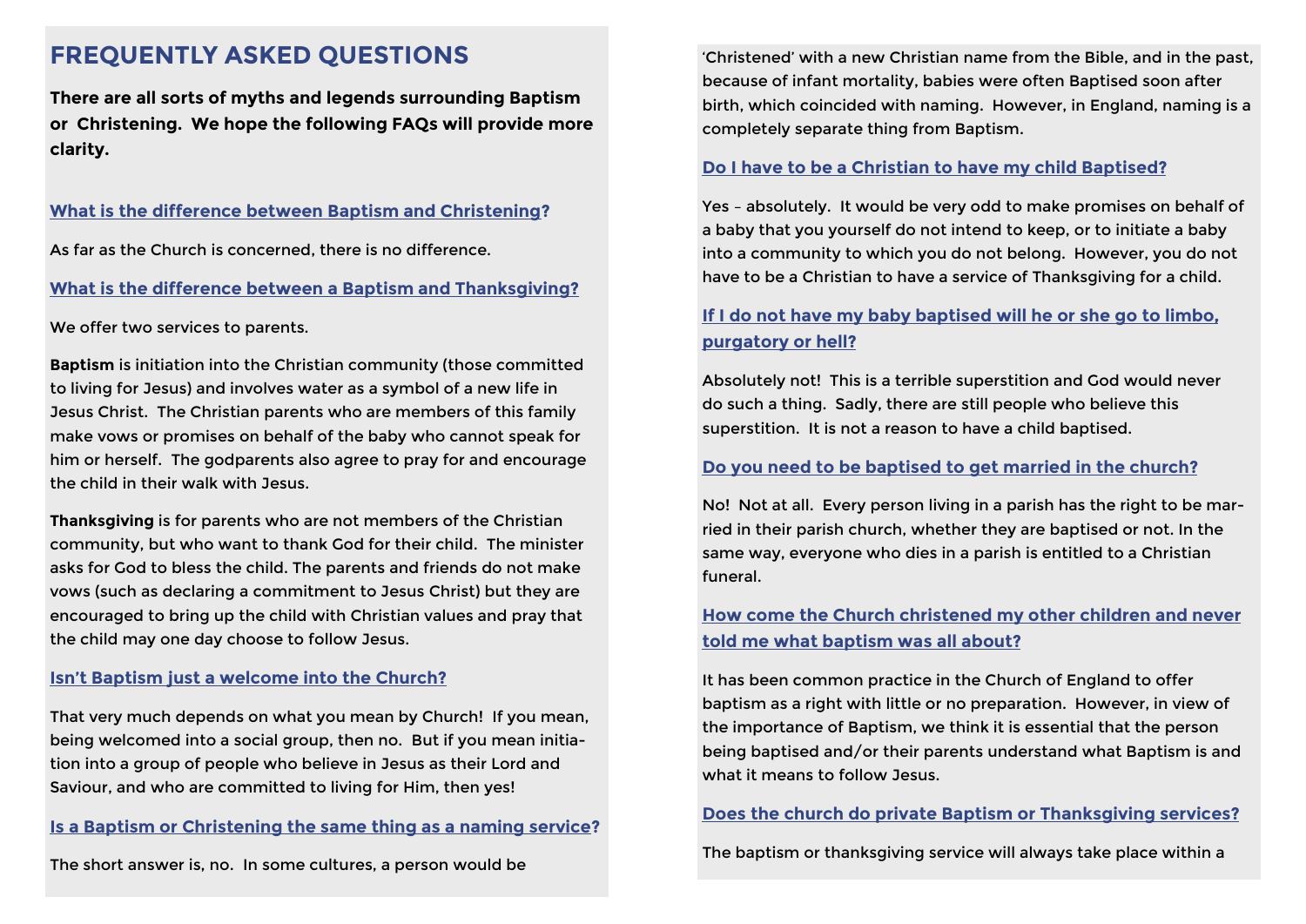## FREQUENTLY ASKED QUESTIONS

**There are all sorts of myths and legends surrounding Baptism or Christening. We hope the following FAQs will provide more clarity.**

### What is the difference between Baptism and Christening?

As far as the Church is concerned, there is no difference.

### What is the difference between a Baptism and Thanksgiving?

We offer two services to parents.

**Baptism** is initiation into the Christian community (those committed to living for Jesus) and involves water as a symbol of a new life in Jesus Christ. The Christian parents who are members of this family make vows or promises on behalf of the baby who cannot speak for him or herself. The godparents also agree to pray for and encourage the child in their walk with Jesus.

**Thanksgiving** is for parents who are not members of the Christian community, but who want to thank God for their child. The minister asks for God to bless the child. The parents and friends do not make vows (such as declaring a commitment to Jesus Christ) but they are encouraged to bring up the child with Christian values and pray that the child may one day choose to follow Jesus.

### Isn't Baptism just a welcome into the Church?

That very much depends on what you mean by Church! If you mean, being welcomed into a social group, then no. But if you mean initiation into a group of people who believe in Jesus as their Lord and Saviour, and who are committed to living for Him, then yes!

### Is a Baptism or Christening the same thing as a naming service?

The short answer is, no. In some cultures, a person would be 'Christened' with a new Christian name from the Bible, and in the past, because of infant mortality, babies were often Baptised soon after birth, which coincided with naming. However, in England, naming is a completely separate thing from Baptism.

### Do I have to be a Christian to have my child Baptised?

Yes – absolutely. It would be very odd to make promises on behalf of a baby that you yourself do not intend to keep, or to initiate a baby into a community to which you do not belong. However, you do not have to be a Christian to have a service of Thanksgiving for a child.

### If I do not have my baby baptised will he or she go to limbo, purgatory or hell?

Absolutely not! This is a terrible superstition and God would never do such a thing. Sadly, there are still people who believe this superstition. It is not a reason to have a child baptised.

### Do you need to be baptised to get married in the church?

No! Not at all. Every person living in a parish has the right to be married in their parish church, whether they are baptised or not. In the same way, everyone who dies in a parish is entitled to a Christian funeral.

### How come the Church christened my other children and never told me what baptism was all about?

It has been common practice in the Church of England to offer baptism as a right with little or no preparation. However, in view of the importance of Baptism, we think it is essential that the person being baptised and/or their parents understand what Baptism is and what it means to follow Jesus.

### Does the church do private Baptism or Thanksgiving services?

The baptism or thanksgiving service will always take place within a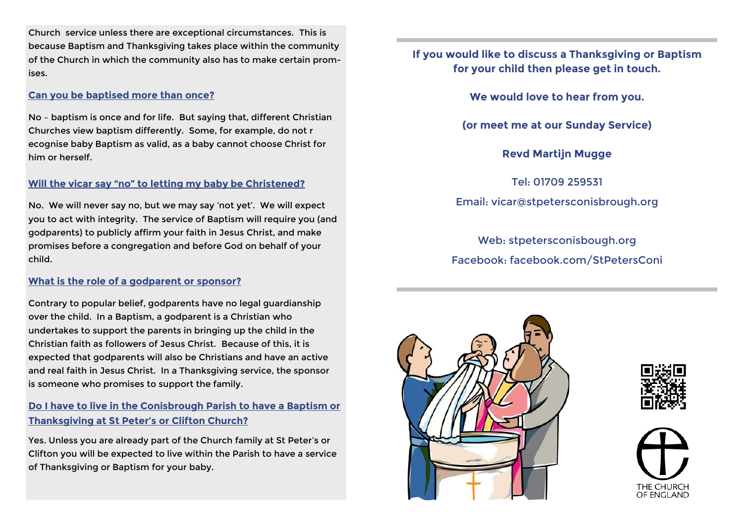Church service unless there are exceptional circumstances. This is because Baptism and Thanksgiving takes place within the community of the Church in which the community also has to make certain promises.

### Can you be baptised more than once?

No – baptism is once and for life. But saying that, different Christian Churches view baptism differently. Some, for example, do not recognise baby Baptism as valid, as a baby cannot choose Christ for him or herself.

### Will the vicar say "no" to letting my baby be Christened?

No. We will never say no, but we may say 'not yet'. We will expect you to act with integrity. The service of Baptism will require you (and godparents) to publicly affirm your faith in Jesus Christ, and make promises before a congregation and before God on behalf of your child.

### What is the role of a godparent or sponsor?

Contrary to popular belief, godparents have no legal guardianship over the child. In a Baptism, a godparent is a Christian who undertakes to support the parents in bringing up the child in the Christian faith as followers of Jesus Christ. Because of this, it is expected that godparents will also be Christians and have an active and real faith in Jesus Christ. In a Thanksgiving service, the sponsor is someone who promises to support the family.

### Do I have to live in the Conisbrough Parish to have a Baptism or Thanksgiving at St Peter's or Clifton Church?

Yes. Unless you are already part of the Church family at St Peter's or Clifton you will be expected to live within the Parish to have a service of Thanksgiving or Baptism for your baby.

---

**If you would like to discuss a Thanksgiving or Baptism for your child then please get in touch.**

**We would love to hear from you.**

**(or meet me at our Sunday Service)**

**Revd Martijn Mugge**

Tel: 01709 259531

Email: vicar@stpetersconisbrough.org

Web: stpetersconisbough.org

Facebook: facebook.com/StPetersConi

THE CHURCH OF ENGLAND